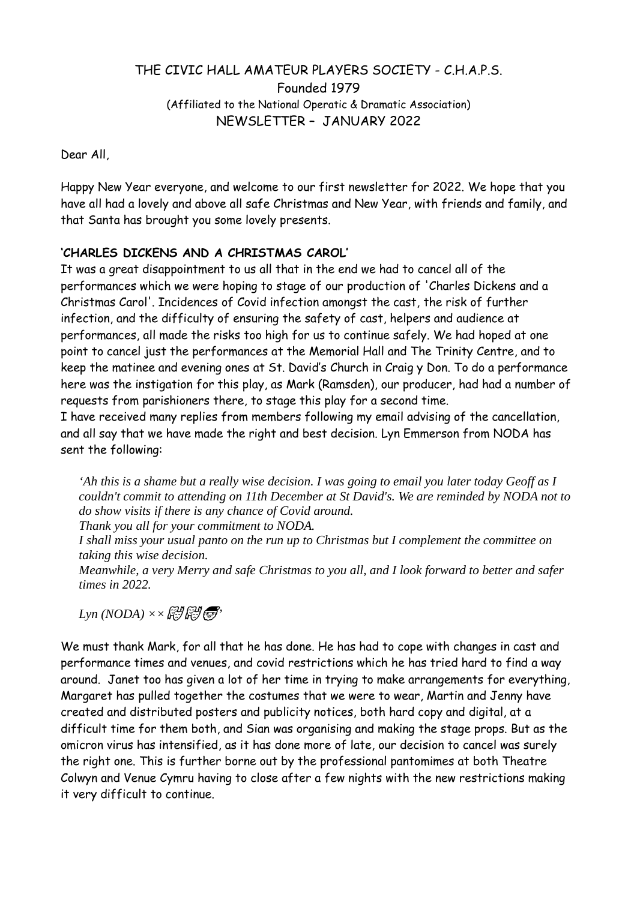# THE CIVIC HALL AMATEUR PLAYERS SOCIETY - C.H.A.P.S.

Founded 1979

(Affiliated to the National Operatic & Dramatic Association)

NEWSLETTER – JANUARY 2022

Dear All,

Happy New Year everyone, and welcome to our first newsletter for 2022. We hope that you have all had a lovely and above all safe Christmas and New Year, with friends and family, and that Santa has brought you some lovely presents.

**'CHARLES DICKENS AND A CHRISTMAS CAROL'**

It was a great disappointment to us all that in the end we had to cancel all of the performances which we were hoping to stage of our production of 'Charles Dickens and a Christmas Carol'. Incidences of Covid infection amongst the cast, the risk of further infection, and the difficulty of ensuring the safety of cast, helpers and audience at performances, all made the risks too high for us to continue safely. We had hoped at one point to cancel just the performances at the Memorial Hall and The Trinity Centre, and to keep the matinee and evening ones at St. David's Church in Craig y Don. To do a performance here was the instigation for this play, as Mark (Ramsden), our producer, had had a number of requests from parishioners there, to stage this play for a second time.

I have received many replies from members following my email advising of the cancellation, and all say that we have made the right and best decision. Lyn Emmerson from NODA has sent the following:

> *'Ah this is a shame but a really wise decision. I was going to email you later today Geoff as I couldn't commit to attending on 11th December at St David's. We are reminded by NODA not to do show visits if there is any chance of Covid around.*
> *Thank you all for your commitment to NODA.*
> *I shall miss your usual panto on the run up to Christmas but I complement the committee on taking this wise decision.*
> *Meanwhile, a very Merry and safe Christmas to you all, and I look forward to better and safer times in 2022.*
>
> *Lyn (NODA) ×× 🎭🎭🎅'*

We must thank Mark, for all that he has done. He has had to cope with changes in cast and performance times and venues, and covid restrictions which he has tried hard to find a way around. Janet too has given a lot of her time in trying to make arrangements for everything, Margaret has pulled together the costumes that we were to wear, Martin and Jenny have created and distributed posters and publicity notices, both hard copy and digital, at a difficult time for them both, and Sian was organising and making the stage props. But as the omicron virus has intensified, as it has done more of late, our decision to cancel was surely the right one. This is further borne out by the professional pantomimes at both Theatre Colwyn and Venue Cymru having to close after a few nights with the new restrictions making it very difficult to continue.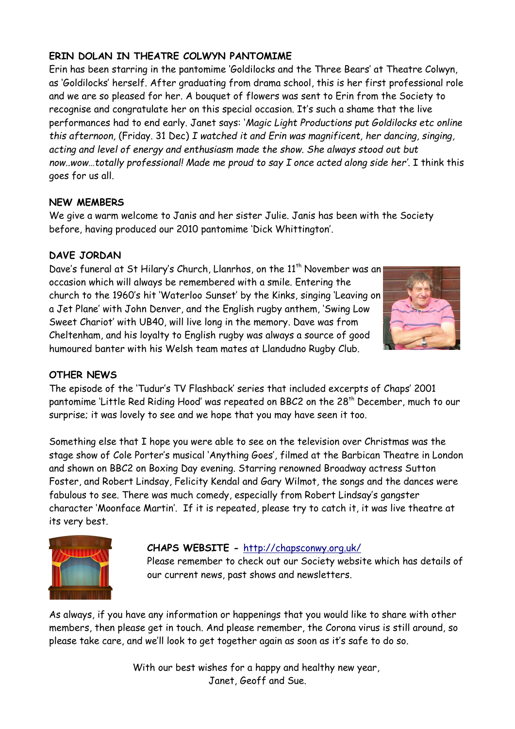**ERIN DOLAN IN THEATRE COLWYN PANTOMIME**

Erin has been starring in the pantomime 'Goldilocks and the Three Bears' at Theatre Colwyn, as 'Goldilocks' herself. After graduating from drama school, this is her first professional role and we are so pleased for her. A bouquet of flowers was sent to Erin from the Society to recognise and congratulate her on this special occasion. It's such a shame that the live performances had to end early. Janet says: '*Magic Light Productions put Goldilocks etc online this afternoon,* (Friday. 31 Dec) *I watched it and Erin was magnificent, her dancing, singing, acting and level of energy and enthusiasm made the show. She always stood out but now..wow…totally professional! Made me proud to say I once acted along side her*'. I think this goes for us all.

**NEW MEMBERS**

We give a warm welcome to Janis and her sister Julie. Janis has been with the Society before, having produced our 2010 pantomime 'Dick Whittington'.

**DAVE JORDAN**

Dave's funeral at St Hilary's Church, Llanrhos, on the 11th November was an occasion which will always be remembered with a smile. Entering the church to the 1960's hit 'Waterloo Sunset' by the Kinks, singing 'Leaving on a Jet Plane' with John Denver, and the English rugby anthem, 'Swing Low Sweet Chariot' with UB40, will live long in the memory. Dave was from Cheltenham, and his loyalty to English rugby was always a source of good humoured banter with his Welsh team mates at Llandudno Rugby Club.

**OTHER NEWS**

The episode of the 'Tudur's TV Flashback' series that included excerpts of Chaps' 2001 pantomime 'Little Red Riding Hood' was repeated on BBC2 on the 28th December, much to our surprise; it was lovely to see and we hope that you may have seen it too.

Something else that I hope you were able to see on the television over Christmas was the stage show of Cole Porter's musical 'Anything Goes', filmed at the Barbican Theatre in London and shown on BBC2 on Boxing Day evening. Starring renowned Broadway actress Sutton Foster, and Robert Lindsay, Felicity Kendal and Gary Wilmot, the songs and the dances were fabulous to see. There was much comedy, especially from Robert Lindsay's gangster character 'Moonface Martin'. If it is repeated, please try to catch it, it was live theatre at its very best.

**CHAPS WEBSITE -** http://chapsconwy.org.uk/

Please remember to check out our Society website which has details of our current news, past shows and newsletters.

As always, if you have any information or happenings that you would like to share with other members, then please get in touch. And please remember, the Corona virus is still around, so please take care, and we'll look to get together again as soon as it's safe to do so.

With our best wishes for a happy and healthy new year,
Janet, Geoff and Sue.